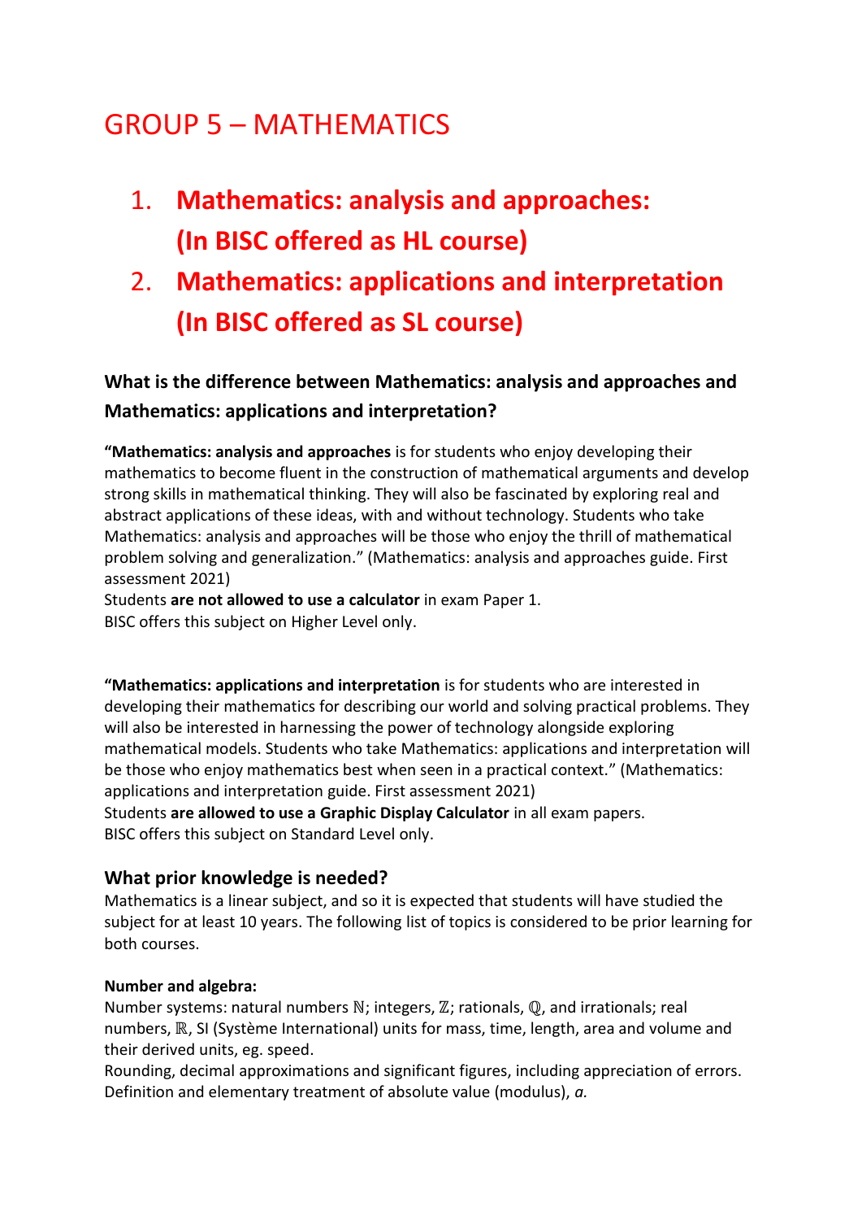# GROUP 5 – MATHEMATICS

1. **Mathematics: analysis and approaches: (In BISC offered as HL course)**
2. **Mathematics: applications and interpretation (In BISC offered as SL course)**

### What is the difference between Mathematics: analysis and approaches and Mathematics: applications and interpretation?

"**Mathematics: analysis and approaches** is for students who enjoy developing their mathematics to become fluent in the construction of mathematical arguments and develop strong skills in mathematical thinking. They will also be fascinated by exploring real and abstract applications of these ideas, with and without technology. Students who take Mathematics: analysis and approaches will be those who enjoy the thrill of mathematical problem solving and generalization." (Mathematics: analysis and approaches guide. First assessment 2021)
Students **are not allowed to use a calculator** in exam Paper 1.
BISC offers this subject on Higher Level only.

"**Mathematics: applications and interpretation** is for students who are interested in developing their mathematics for describing our world and solving practical problems. They will also be interested in harnessing the power of technology alongside exploring mathematical models. Students who take Mathematics: applications and interpretation will be those who enjoy mathematics best when seen in a practical context." (Mathematics: applications and interpretation guide. First assessment 2021)
Students **are allowed to use a Graphic Display Calculator** in all exam papers.
BISC offers this subject on Standard Level only.

## What prior knowledge is needed?

Mathematics is a linear subject, and so it is expected that students will have studied the subject for at least 10 years. The following list of topics is considered to be prior learning for both courses.

**Number and algebra:**

Number systems: natural numbers $\mathbb{N}$; integers, $\mathbb{Z}$; rationals, $\mathbb{Q}$, and irrationals; real numbers, $\mathbb{R}$, SI (Système International) units for mass, time, length, area and volume and their derived units, eg. speed.
Rounding, decimal approximations and significant figures, including appreciation of errors.
Definition and elementary treatment of absolute value (modulus), $|a|$.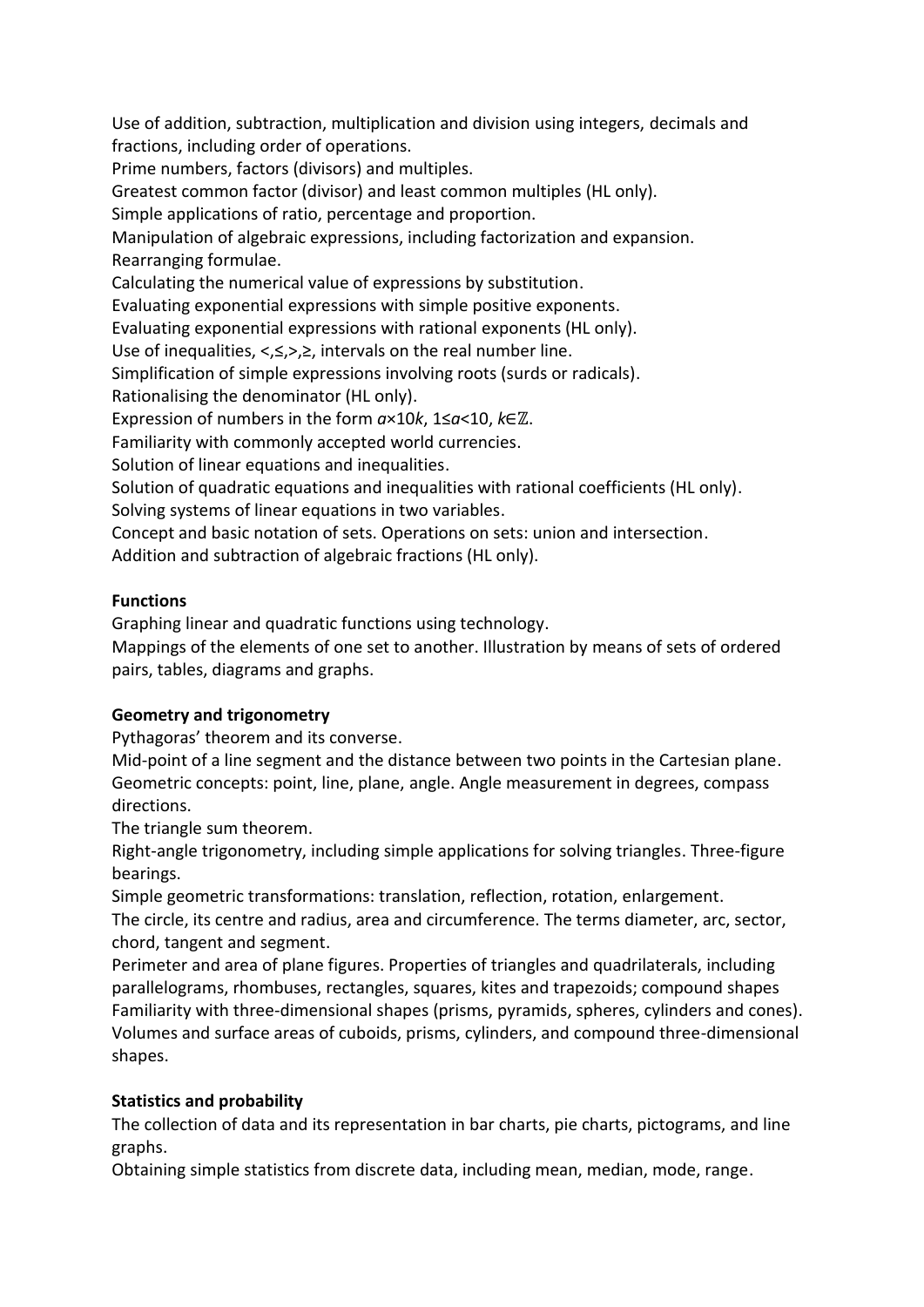Use of addition, subtraction, multiplication and division using integers, decimals and fractions, including order of operations.
Prime numbers, factors (divisors) and multiples.
Greatest common factor (divisor) and least common multiples (HL only).
Simple applications of ratio, percentage and proportion.
Manipulation of algebraic expressions, including factorization and expansion.
Rearranging formulae.
Calculating the numerical value of expressions by substitution.
Evaluating exponential expressions with simple positive exponents.
Evaluating exponential expressions with rational exponents (HL only).
Use of inequalities, $<, \leq, >, \geq$, intervals on the real number line.
Simplification of simple expressions involving roots (surds or radicals).
Rationalising the denominator (HL only).
Expression of numbers in the form $a \times 10k$, $1 \leq a < 10$, $k \in \mathbb{Z}$.
Familiarity with commonly accepted world currencies.
Solution of linear equations and inequalities.
Solution of quadratic equations and inequalities with rational coefficients (HL only).
Solving systems of linear equations in two variables.
Concept and basic notation of sets. Operations on sets: union and intersection.
Addition and subtraction of algebraic fractions (HL only).

**Functions**

Graphing linear and quadratic functions using technology.
Mappings of the elements of one set to another. Illustration by means of sets of ordered pairs, tables, diagrams and graphs.

**Geometry and trigonometry**

Pythagoras' theorem and its converse.
Mid-point of a line segment and the distance between two points in the Cartesian plane.
Geometric concepts: point, line, plane, angle. Angle measurement in degrees, compass directions.
The triangle sum theorem.
Right-angle trigonometry, including simple applications for solving triangles. Three-figure bearings.
Simple geometric transformations: translation, reflection, rotation, enlargement.
The circle, its centre and radius, area and circumference. The terms diameter, arc, sector, chord, tangent and segment.
Perimeter and area of plane figures. Properties of triangles and quadrilaterals, including parallelograms, rhombuses, rectangles, squares, kites and trapezoids; compound shapes
Familiarity with three-dimensional shapes (prisms, pyramids, spheres, cylinders and cones).
Volumes and surface areas of cuboids, prisms, cylinders, and compound three-dimensional shapes.

**Statistics and probability**

The collection of data and its representation in bar charts, pie charts, pictograms, and line graphs.
Obtaining simple statistics from discrete data, including mean, median, mode, range.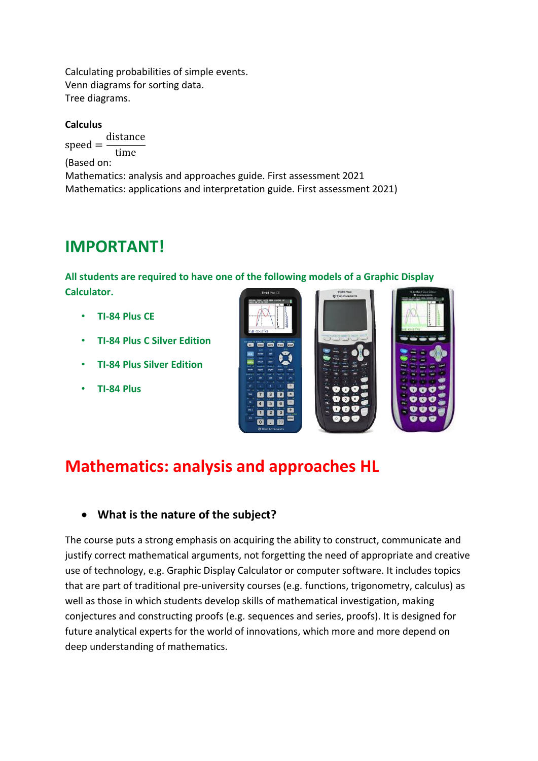Calculating probabilities of simple events.
Venn diagrams for sorting data.
Tree diagrams.

**Calculus**

$$\text{speed} = \frac{\text{distance}}{\text{time}}$$

(Based on:
Mathematics: analysis and approaches guide. First assessment 2021
Mathematics: applications and interpretation guide. First assessment 2021)

# IMPORTANT!

**All students are required to have one of the following models of a Graphic Display Calculator.**

- **TI-84 Plus CE**
- **TI-84 Plus C Silver Edition**
- **TI-84 Plus Silver Edition**
- **TI-84 Plus**

# Mathematics: analysis and approaches HL

- **What is the nature of the subject?**

The course puts a strong emphasis on acquiring the ability to construct, communicate and justify correct mathematical arguments, not forgetting the need of appropriate and creative use of technology, e.g. Graphic Display Calculator or computer software. It includes topics that are part of traditional pre-university courses (e.g. functions, trigonometry, calculus) as well as those in which students develop skills of mathematical investigation, making conjectures and constructing proofs (e.g. sequences and series, proofs). It is designed for future analytical experts for the world of innovations, which more and more depend on deep understanding of mathematics.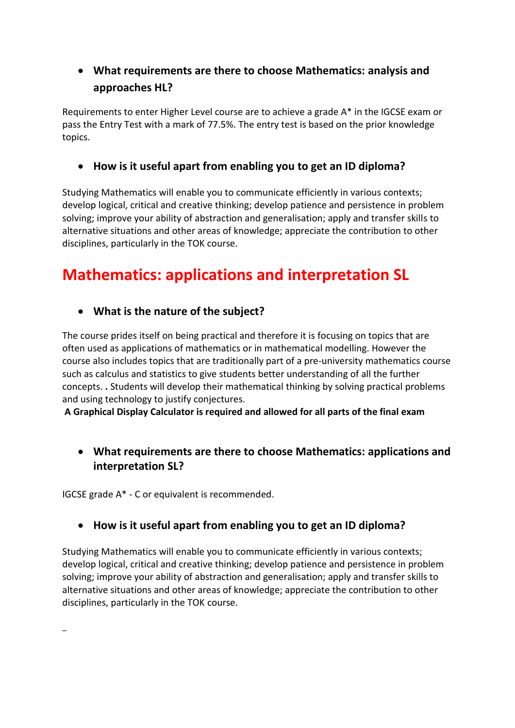- **What requirements are there to choose Mathematics: analysis and approaches HL?**

Requirements to enter Higher Level course are to achieve a grade A* in the IGCSE exam or pass the Entry Test with a mark of 77.5%. The entry test is based on the prior knowledge topics.

- **How is it useful apart from enabling you to get an ID diploma?**

Studying Mathematics will enable you to communicate efficiently in various contexts; develop logical, critical and creative thinking; develop patience and persistence in problem solving; improve your ability of abstraction and generalisation; apply and transfer skills to alternative situations and other areas of knowledge; appreciate the contribution to other disciplines, particularly in the TOK course.

# Mathematics: applications and interpretation SL

- **What is the nature of the subject?**

The course prides itself on being practical and therefore it is focusing on topics that are often used as applications of mathematics or in mathematical modelling. However the course also includes topics that are traditionally part of a pre-university mathematics course such as calculus and statistics to give students better understanding of all the further concepts. . Students will develop their mathematical thinking by solving practical problems and using technology to justify conjectures.

**A Graphical Display Calculator is required and allowed for all parts of the final exam**

- **What requirements are there to choose Mathematics: applications and interpretation SL?**

IGCSE grade A* - C or equivalent is recommended.

- **How is it useful apart from enabling you to get an ID diploma?**

Studying Mathematics will enable you to communicate efficiently in various contexts; develop logical, critical and creative thinking; develop patience and persistence in problem solving; improve your ability of abstraction and generalisation; apply and transfer skills to alternative situations and other areas of knowledge; appreciate the contribution to other disciplines, particularly in the TOK course.